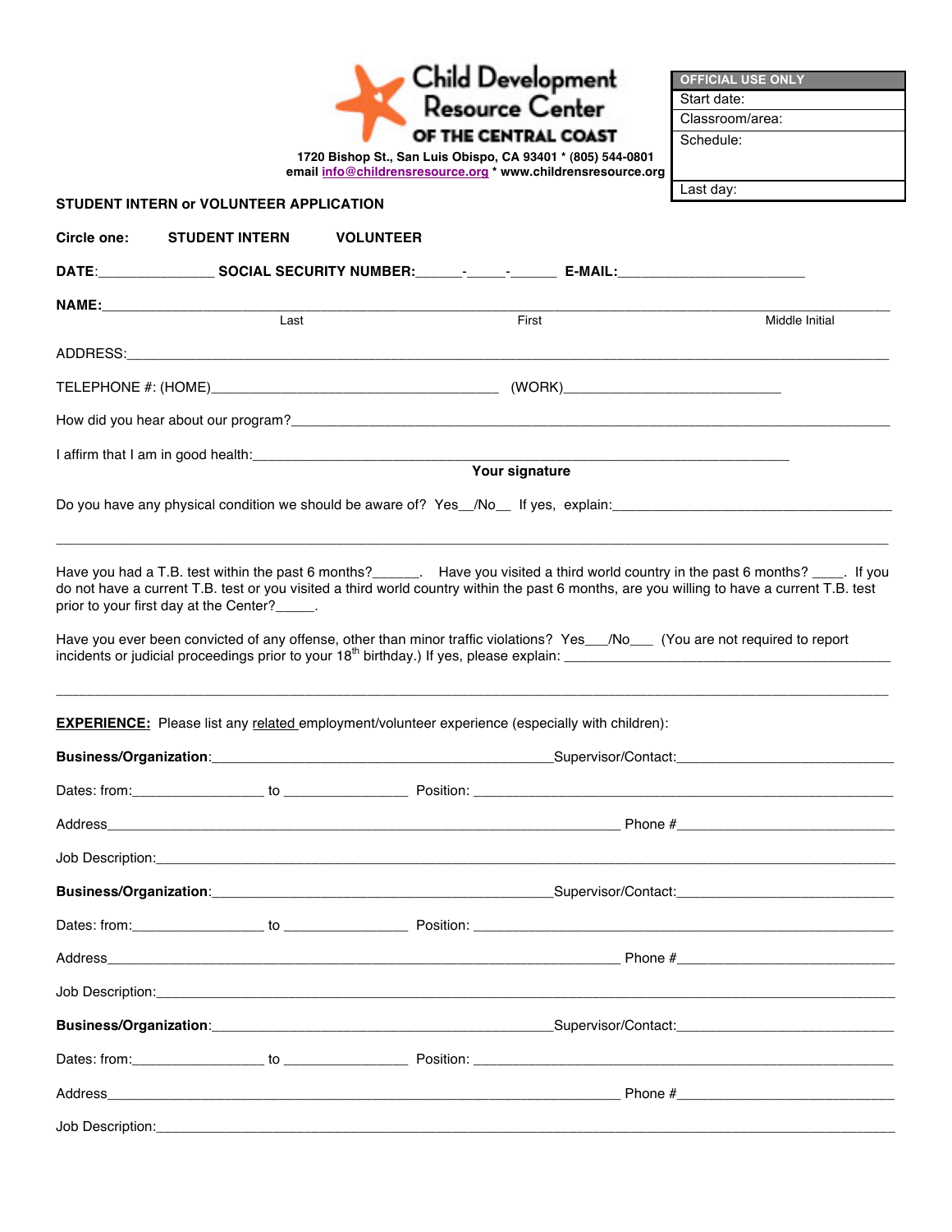# Child Development Resource Center OF THE CENTRAL COAST

**1720 Bishop St., San Luis Obispo, CA 93401 * (805) 544-0801**
**email info@childrensresource.org * www.childrensresource.org**

| OFFICIAL USE ONLY |
|---|
| Start date: |
| Classroom/area: |
| Schedule: |
| Last day: |

**STUDENT INTERN or VOLUNTEER APPLICATION**

**Circle one:** **STUDENT INTERN** **VOLUNTEER**

**DATE:**_______________ **SOCIAL SECURITY NUMBER:**______-_____-______ **E-MAIL:**________________________

**NAME:**______________________________________________________________________________________
Last First Middle Initial

ADDRESS:____________________________________________________________________________________

TELEPHONE #: (HOME)_____________________________________ (WORK)_____________________________

How did you hear about our program?_____________________________________________________________

I affirm that I am in good health:__________________________________________________________
**Your signature**

Do you have any physical condition we should be aware of? Yes__/No__ If yes, explain:_____________________________________

____________________________________________________________________________________________

Have you had a T.B. test within the past 6 months?______. Have you visited a third world country in the past 6 months? ____. If you do not have a current T.B. test or you visited a third world country within the past 6 months, are you willing to have a current T.B. test prior to your first day at the Center?_____.

Have you ever been convicted of any offense, other than minor traffic violations? Yes___/No___ (You are not required to report incidents or judicial proceedings prior to your 18th birthday.) If yes, please explain: ___________________________________________

____________________________________________________________________________________________

**EXPERIENCE:** Please list any related employment/volunteer experience (especially with children):

**Business/Organization**:______________________________________________Supervisor/Contact:_____________________________

Dates: from:_________________ to ________________ Position: _____________________________________________________

Address_______________________________________________________________________ Phone #____________________________

Job Description:________________________________________________________________________________________________

**Business/Organization**:______________________________________________Supervisor/Contact:_____________________________

Dates: from:_________________ to ________________ Position: _____________________________________________________

Address_______________________________________________________________________ Phone #____________________________

Job Description:________________________________________________________________________________________________

**Business/Organization**:______________________________________________Supervisor/Contact:_____________________________

Dates: from:_________________ to ________________ Position: _____________________________________________________

Address_______________________________________________________________________ Phone #____________________________

Job Description:________________________________________________________________________________________________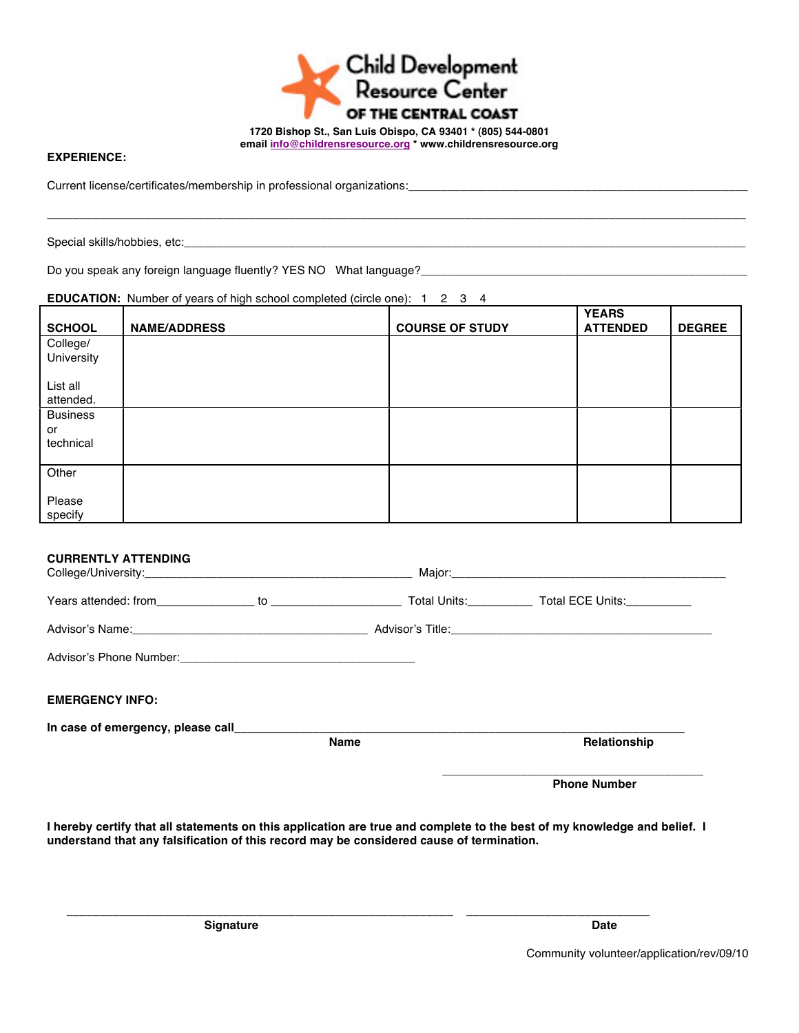**Child Development Resource Center OF THE CENTRAL COAST**

**1720 Bishop St., San Luis Obispo, CA 93401 * (805) 544-0801**
**email info@childrensresource.org * www.childrensresource.org**

**EXPERIENCE:**

Current license/certificates/membership in professional organizations:________________________________________________

________________________________________________________________________________________________

Special skills/hobbies, etc:________________________________________________________________________________

Do you speak any foreign language fluently? YES NO What language?______________________________________________

**EDUCATION:** Number of years of high school completed (circle one): 1 2 3 4

| SCHOOL | NAME/ADDRESS | COURSE OF STUDY | YEARS ATTENDED | DEGREE |
|---|---|---|---|---|
| College/ University<br><br>List all attended. | | | | |
| Business or technical | | | | |
| Other<br><br>Please specify | | | | |

**CURRENTLY ATTENDING**

College/University:________________________________________ Major:____________________________________________

Years attended: from_______________ to ____________________ Total Units:__________ Total ECE Units:__________

Advisor's Name:_____________________________________ Advisor's Title:_________________________________________

Advisor's Phone Number:_____________________________________

**EMERGENCY INFO:**

**In case of emergency, please call**__________________________________________________________________________

**Name** **Relationship**

________________________________________

**Phone Number**

**I hereby certify that all statements on this application are true and complete to the best of my knowledge and belief. I understand that any falsification of this record may be considered cause of termination.**

____________________________________________________________ ____________________________

**Signature** **Date**

Community volunteer/application/rev/09/10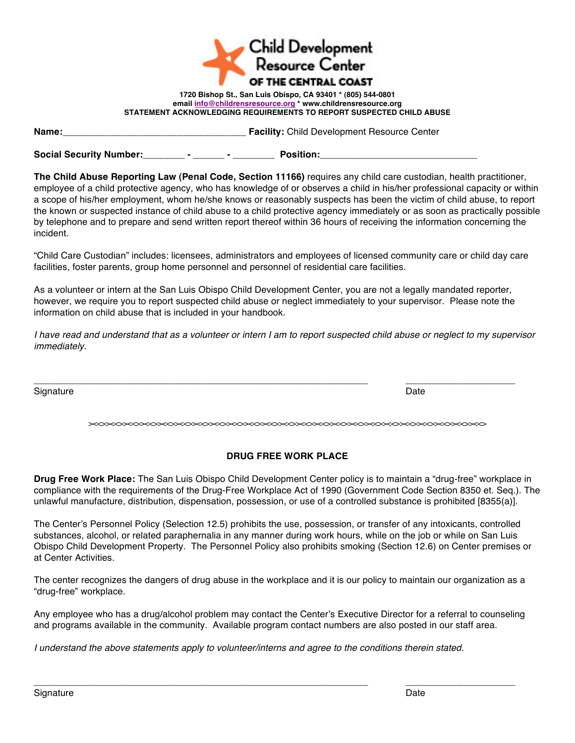**Child Development Resource Center OF THE CENTRAL COAST**

**1720 Bishop St., San Luis Obispo, CA 93401 * (805) 544-0801**
**email info@childrensresource.org * www.childrensresource.org**

**STATEMENT ACKNOWLEDGING REQUIREMENTS TO REPORT SUSPECTED CHILD ABUSE**

**Name:**___________________________________ **Facility:** Child Development Resource Center

**Social Security Number:**________ **-** ______ **-** ________ **Position:**_____________________________

**The Child Abuse Reporting Law (Penal Code, Section 11166)** requires any child care custodian, health practitioner, employee of a child protective agency, who has knowledge of or observes a child in his/her professional capacity or within a scope of his/her employment, whom he/she knows or reasonably suspects has been the victim of child abuse, to report the known or suspected instance of child abuse to a child protective agency immediately or as soon as practically possible by telephone and to prepare and send written report thereof within 36 hours of receiving the information concerning the incident.

"Child Care Custodian" includes: licensees, administrators and employees of licensed community care or child day care facilities, foster parents, group home personnel and personnel of residential care facilities.

As a volunteer or intern at the San Luis Obispo Child Development Center, you are not a legally mandated reporter, however, we require you to report suspected child abuse or neglect immediately to your supervisor. Please note the information on child abuse that is included in your handbook.

*I have read and understand that as a volunteer or intern I am to report suspected child abuse or neglect to my supervisor immediately.*

_________________________________________________________________ _____________________

Signature Date

><><><><><><><><><><><><><><><><><><><><><><><><><><><><><><><><><><><><><><><><

## DRUG FREE WORK PLACE

**Drug Free Work Place:** The San Luis Obispo Child Development Center policy is to maintain a "drug-free" workplace in compliance with the requirements of the Drug-Free Workplace Act of 1990 (Government Code Section 8350 et. Seq.). The unlawful manufacture, distribution, dispensation, possession, or use of a controlled substance is prohibited [8355(a)].

The Center's Personnel Policy (Selection 12.5) prohibits the use, possession, or transfer of any intoxicants, controlled substances, alcohol, or related paraphernalia in any manner during work hours, while on the job or while on San Luis Obispo Child Development Property. The Personnel Policy also prohibits smoking (Section 12.6) on Center premises or at Center Activities.

The center recognizes the dangers of drug abuse in the workplace and it is our policy to maintain our organization as a "drug-free" workplace.

Any employee who has a drug/alcohol problem may contact the Center's Executive Director for a referral to counseling and programs available in the community. Available program contact numbers are also posted in our staff area.

*I understand the above statements apply to volunteer/interns and agree to the conditions therein stated.*

_________________________________________________________________ _____________________

Signature Date